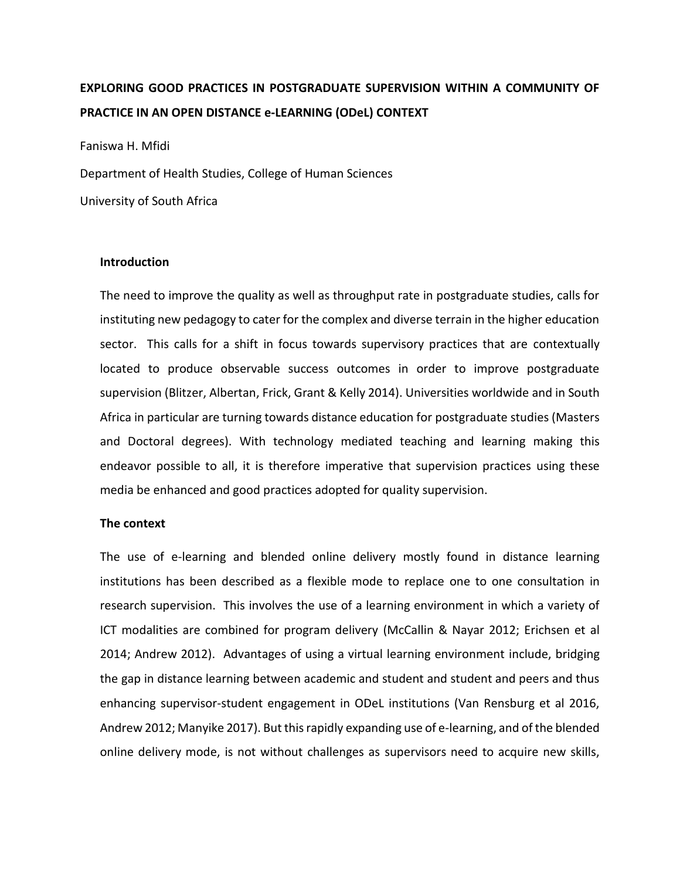# EXPLORING GOOD PRACTICES IN POSTGRADUATE SUPERVISION WITHIN A COMMUNITY OF PRACTICE IN AN OPEN DISTANCE e-LEARNING (ODeL) CONTEXT

Faniswa H. Mfidi

Department of Health Studies, College of Human Sciences

University of South Africa

## Introduction

The need to improve the quality as well as throughput rate in postgraduate studies, calls for instituting new pedagogy to cater for the complex and diverse terrain in the higher education sector. This calls for a shift in focus towards supervisory practices that are contextually located to produce observable success outcomes in order to improve postgraduate supervision (Blitzer, Albertan, Frick, Grant & Kelly 2014). Universities worldwide and in South Africa in particular are turning towards distance education for postgraduate studies (Masters and Doctoral degrees). With technology mediated teaching and learning making this endeavor possible to all, it is therefore imperative that supervision practices using these media be enhanced and good practices adopted for quality supervision.

## The context

The use of e-learning and blended online delivery mostly found in distance learning institutions has been described as a flexible mode to replace one to one consultation in research supervision. This involves the use of a learning environment in which a variety of ICT modalities are combined for program delivery (McCallin & Nayar 2012; Erichsen et al 2014; Andrew 2012). Advantages of using a virtual learning environment include, bridging the gap in distance learning between academic and student and student and peers and thus enhancing supervisor-student engagement in ODeL institutions (Van Rensburg et al 2016, Andrew 2012; Manyike 2017). But this rapidly expanding use of e-learning, and of the blended online delivery mode, is not without challenges as supervisors need to acquire new skills,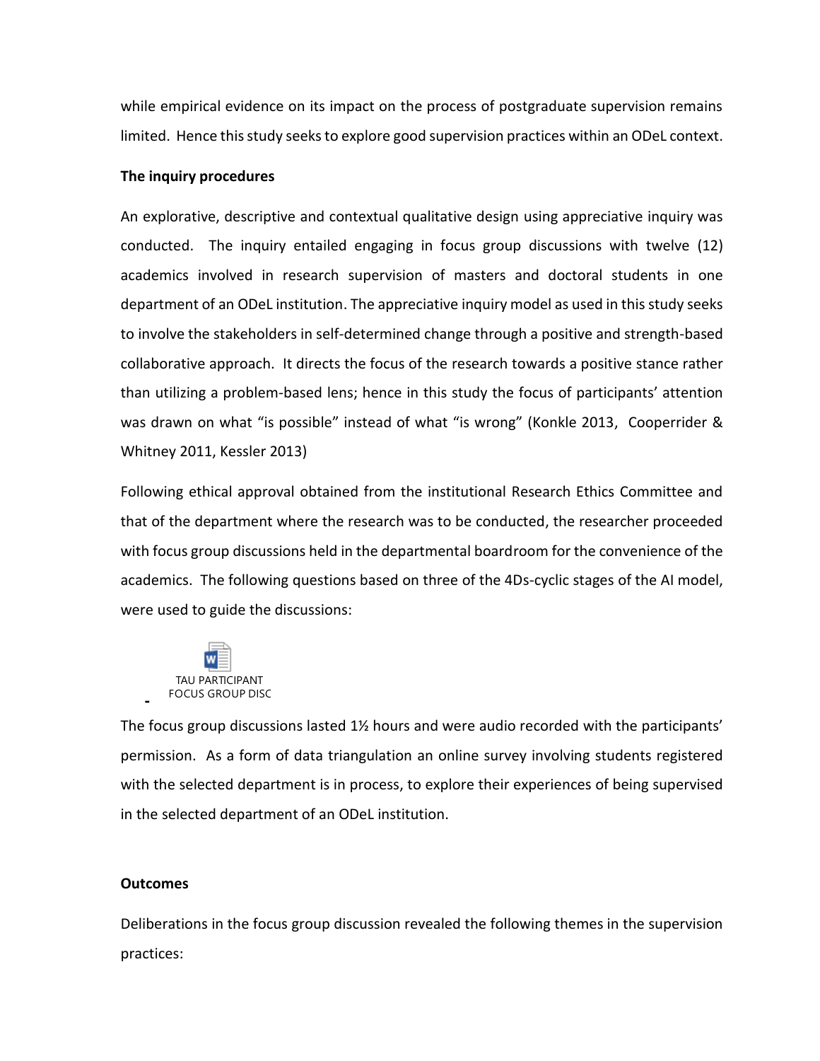while empirical evidence on its impact on the process of postgraduate supervision remains limited. Hence this study seeks to explore good supervision practices within an ODeL context.

**The inquiry procedures**

An explorative, descriptive and contextual qualitative design using appreciative inquiry was conducted. The inquiry entailed engaging in focus group discussions with twelve (12) academics involved in research supervision of masters and doctoral students in one department of an ODeL institution. The appreciative inquiry model as used in this study seeks to involve the stakeholders in self-determined change through a positive and strength-based collaborative approach. It directs the focus of the research towards a positive stance rather than utilizing a problem-based lens; hence in this study the focus of participants' attention was drawn on what "is possible" instead of what "is wrong" (Konkle 2013, Cooperrider & Whitney 2011, Kessler 2013)

Following ethical approval obtained from the institutional Research Ethics Committee and that of the department where the research was to be conducted, the researcher proceeded with focus group discussions held in the departmental boardroom for the convenience of the academics. The following questions based on three of the 4Ds-cyclic stages of the AI model, were used to guide the discussions:

- TAU PARTICIPANT FOCUS GROUP DISC

The focus group discussions lasted 1½ hours and were audio recorded with the participants' permission. As a form of data triangulation an online survey involving students registered with the selected department is in process, to explore their experiences of being supervised in the selected department of an ODeL institution.

**Outcomes**

Deliberations in the focus group discussion revealed the following themes in the supervision practices: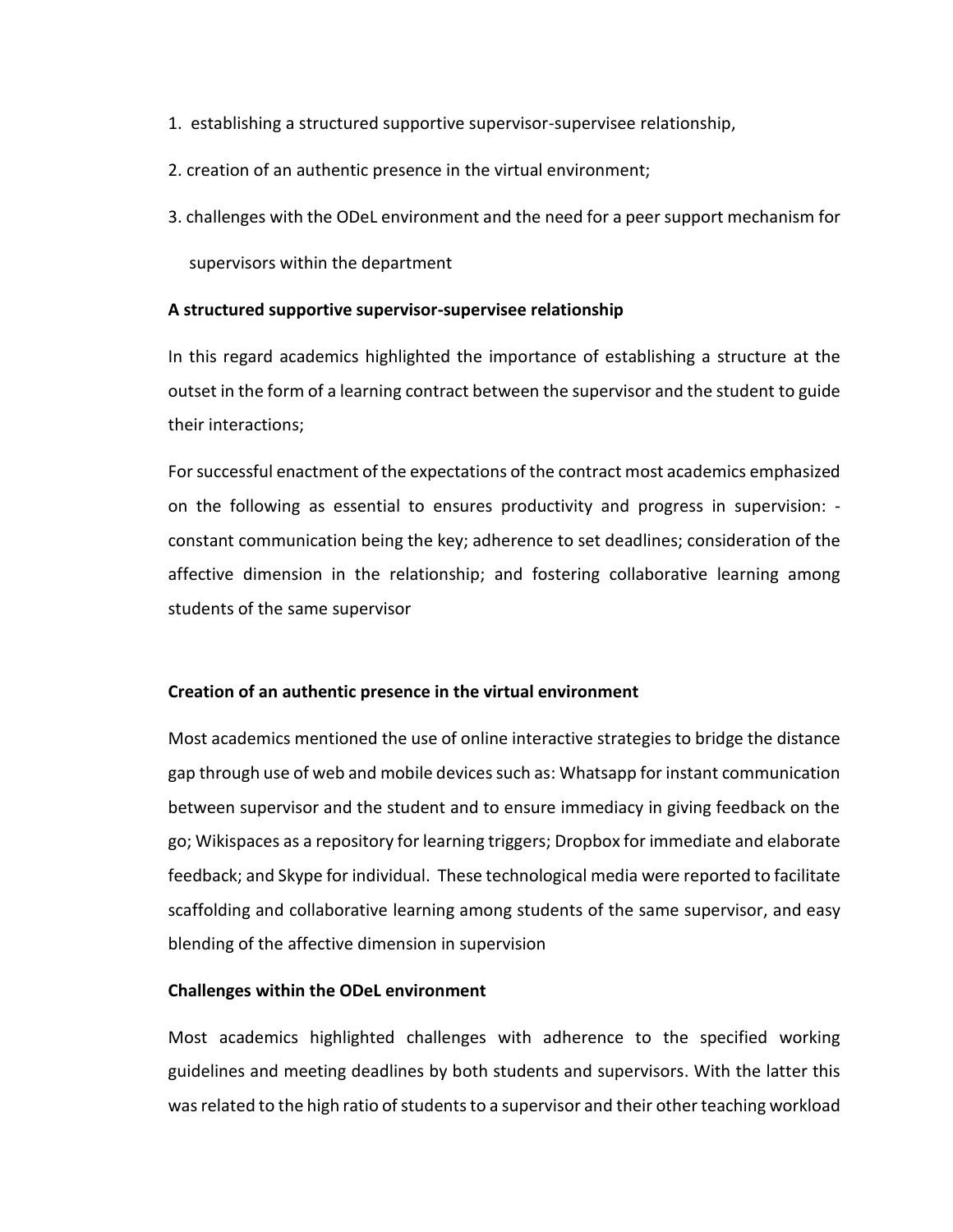1. establishing a structured supportive supervisor-supervisee relationship,
2. creation of an authentic presence in the virtual environment;
3. challenges with the ODeL environment and the need for a peer support mechanism for supervisors within the department

**A structured supportive supervisor-supervisee relationship**

In this regard academics highlighted the importance of establishing a structure at the outset in the form of a learning contract between the supervisor and the student to guide their interactions;

For successful enactment of the expectations of the contract most academics emphasized on the following as essential to ensures productivity and progress in supervision: - constant communication being the key; adherence to set deadlines; consideration of the affective dimension in the relationship; and fostering collaborative learning among students of the same supervisor

**Creation of an authentic presence in the virtual environment**

Most academics mentioned the use of online interactive strategies to bridge the distance gap through use of web and mobile devices such as: Whatsapp for instant communication between supervisor and the student and to ensure immediacy in giving feedback on the go; Wikispaces as a repository for learning triggers; Dropbox for immediate and elaborate feedback; and Skype for individual. These technological media were reported to facilitate scaffolding and collaborative learning among students of the same supervisor, and easy blending of the affective dimension in supervision

**Challenges within the ODeL environment**

Most academics highlighted challenges with adherence to the specified working guidelines and meeting deadlines by both students and supervisors. With the latter this was related to the high ratio of students to a supervisor and their other teaching workload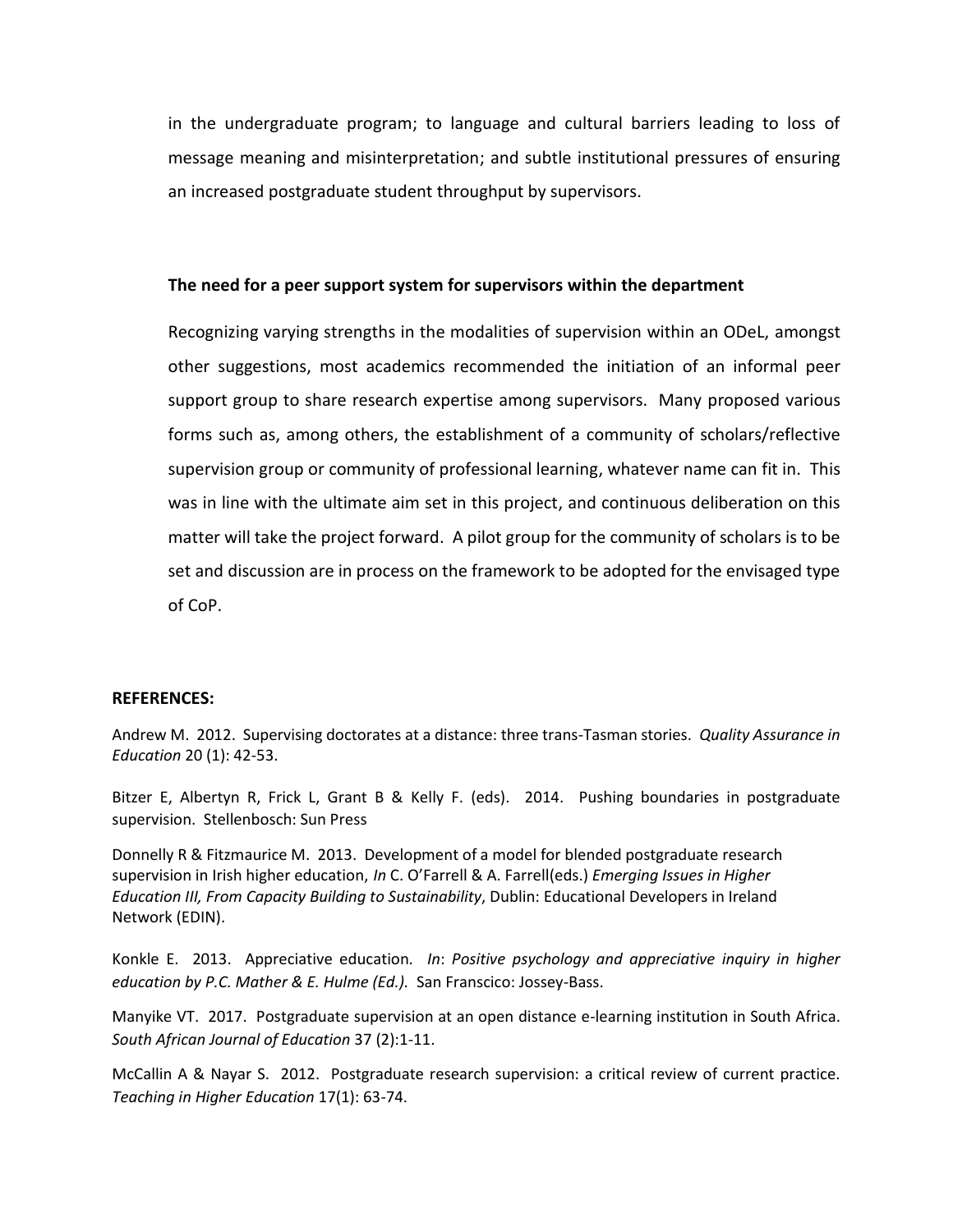in the undergraduate program; to language and cultural barriers leading to loss of message meaning and misinterpretation; and subtle institutional pressures of ensuring an increased postgraduate student throughput by supervisors.

**The need for a peer support system for supervisors within the department**

Recognizing varying strengths in the modalities of supervision within an ODeL, amongst other suggestions, most academics recommended the initiation of an informal peer support group to share research expertise among supervisors. Many proposed various forms such as, among others, the establishment of a community of scholars/reflective supervision group or community of professional learning, whatever name can fit in. This was in line with the ultimate aim set in this project, and continuous deliberation on this matter will take the project forward. A pilot group for the community of scholars is to be set and discussion are in process on the framework to be adopted for the envisaged type of CoP.

**REFERENCES:**

Andrew M. 2012. Supervising doctorates at a distance: three trans-Tasman stories. *Quality Assurance in Education* 20 (1): 42-53.

Bitzer E, Albertyn R, Frick L, Grant B & Kelly F. (eds). 2014. Pushing boundaries in postgraduate supervision. Stellenbosch: Sun Press

Donnelly R & Fitzmaurice M. 2013. Development of a model for blended postgraduate research supervision in Irish higher education, *In* C. O'Farrell & A. Farrell(eds.) *Emerging Issues in Higher Education III, From Capacity Building to Sustainability*, Dublin: Educational Developers in Ireland Network (EDIN).

Konkle E. 2013. Appreciative education*. In*: *Positive psychology and appreciative inquiry in higher education by P.C. Mather & E. Hulme (Ed.).* San Franscico: Jossey-Bass.

Manyike VT. 2017. Postgraduate supervision at an open distance e-learning institution in South Africa. *South African Journal of Education* 37 (2):1-11.

McCallin A & Nayar S. 2012. Postgraduate research supervision: a critical review of current practice. *Teaching in Higher Education* 17(1): 63-74.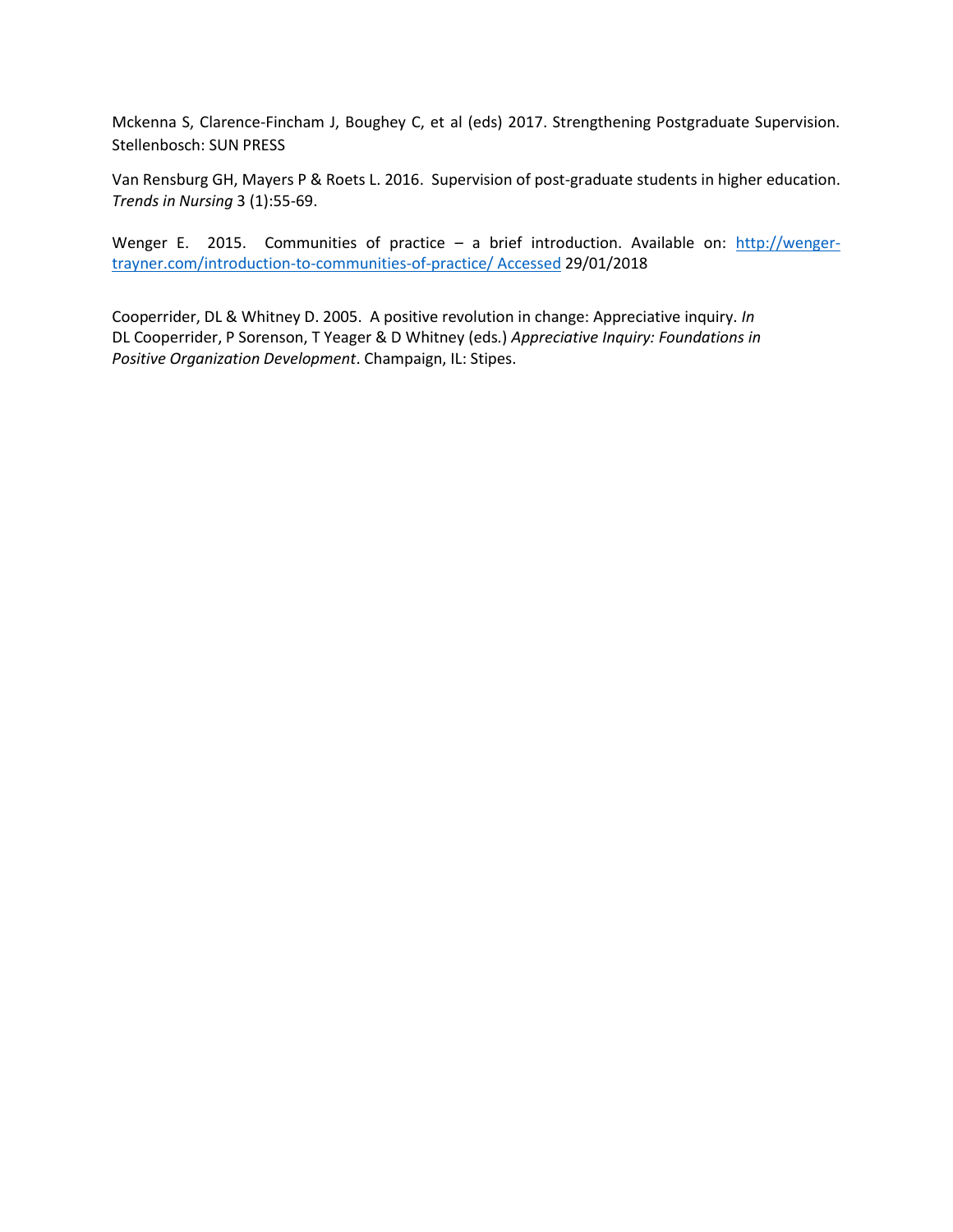Mckenna S, Clarence-Fincham J, Boughey C, et al (eds) 2017. Strengthening Postgraduate Supervision. Stellenbosch: SUN PRESS

Van Rensburg GH, Mayers P & Roets L. 2016. Supervision of post-graduate students in higher education. *Trends in Nursing* 3 (1):55-69.

Wenger E. 2015. Communities of practice – a brief introduction. Available on: http://wenger-trayner.com/introduction-to-communities-of-practice/ Accessed 29/01/2018

Cooperrider, DL & Whitney D. 2005. A positive revolution in change: Appreciative inquiry. *In* DL Cooperrider, P Sorenson, T Yeager & D Whitney (eds.) *Appreciative Inquiry: Foundations in Positive Organization Development*. Champaign, IL: Stipes.